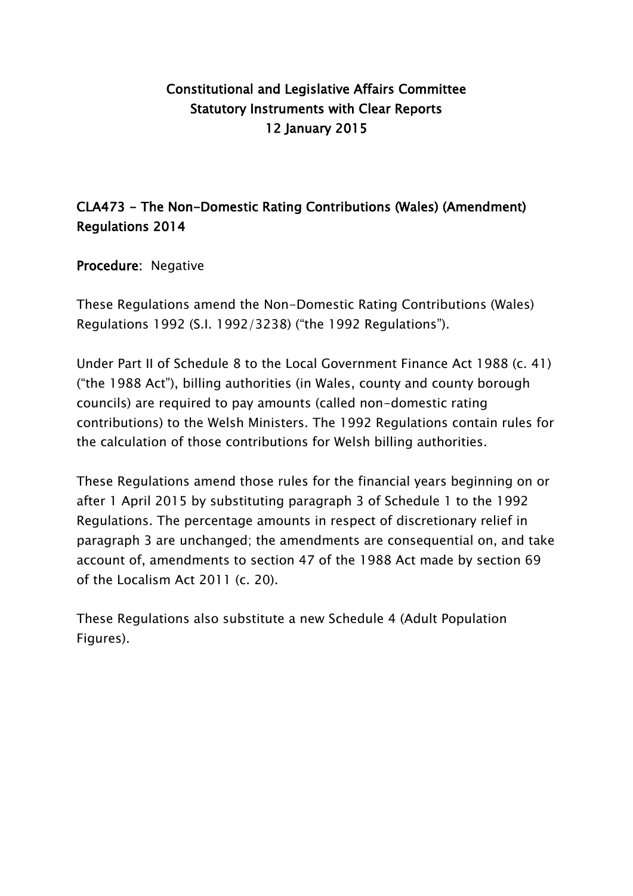# Constitutional and Legislative Affairs Committee
# Statutory Instruments with Clear Reports
# 12 January 2015

## CLA473 - The Non-Domestic Rating Contributions (Wales) (Amendment) Regulations 2014

**Procedure:** Negative

These Regulations amend the Non-Domestic Rating Contributions (Wales) Regulations 1992 (S.I. 1992/3238) ("the 1992 Regulations").

Under Part II of Schedule 8 to the Local Government Finance Act 1988 (c. 41) ("the 1988 Act"), billing authorities (in Wales, county and county borough councils) are required to pay amounts (called non-domestic rating contributions) to the Welsh Ministers. The 1992 Regulations contain rules for the calculation of those contributions for Welsh billing authorities.

These Regulations amend those rules for the financial years beginning on or after 1 April 2015 by substituting paragraph 3 of Schedule 1 to the 1992 Regulations. The percentage amounts in respect of discretionary relief in paragraph 3 are unchanged; the amendments are consequential on, and take account of, amendments to section 47 of the 1988 Act made by section 69 of the Localism Act 2011 (c. 20).

These Regulations also substitute a new Schedule 4 (Adult Population Figures).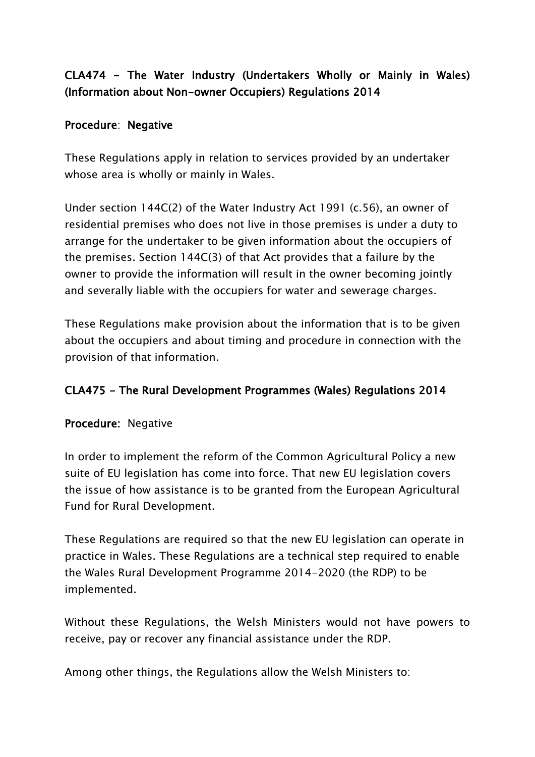**CLA474 - The Water Industry (Undertakers Wholly or Mainly in Wales) (Information about Non-owner Occupiers) Regulations 2014**

**Procedure**: **Negative**

These Regulations apply in relation to services provided by an undertaker whose area is wholly or mainly in Wales.

Under section 144C(2) of the Water Industry Act 1991 (c.56), an owner of residential premises who does not live in those premises is under a duty to arrange for the undertaker to be given information about the occupiers of the premises. Section 144C(3) of that Act provides that a failure by the owner to provide the information will result in the owner becoming jointly and severally liable with the occupiers for water and sewerage charges.

These Regulations make provision about the information that is to be given about the occupiers and about timing and procedure in connection with the provision of that information.

**CLA475 - The Rural Development Programmes (Wales) Regulations 2014**

**Procedure:** Negative

In order to implement the reform of the Common Agricultural Policy a new suite of EU legislation has come into force. That new EU legislation covers the issue of how assistance is to be granted from the European Agricultural Fund for Rural Development.

These Regulations are required so that the new EU legislation can operate in practice in Wales. These Regulations are a technical step required to enable the Wales Rural Development Programme 2014-2020 (the RDP) to be implemented.

Without these Regulations, the Welsh Ministers would not have powers to receive, pay or recover any financial assistance under the RDP.

Among other things, the Regulations allow the Welsh Ministers to: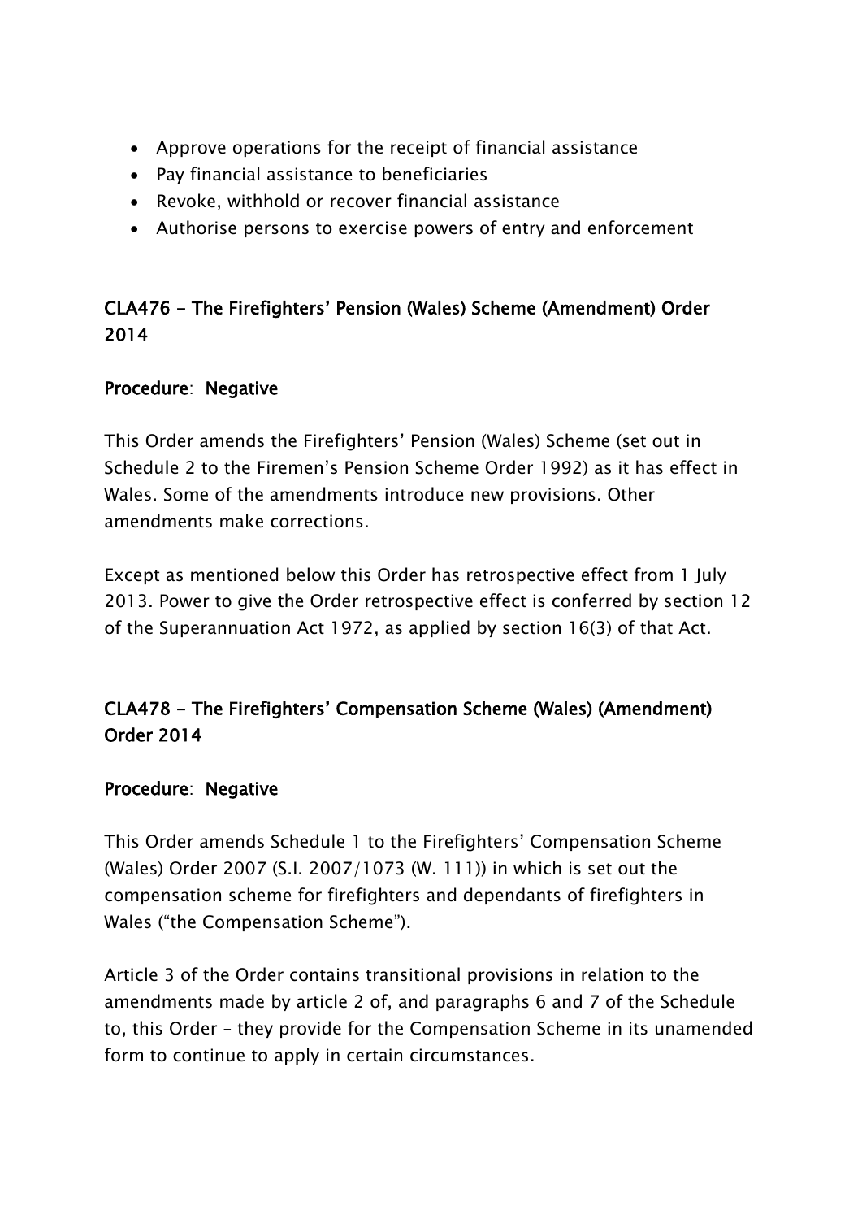- Approve operations for the receipt of financial assistance
- Pay financial assistance to beneficiaries
- Revoke, withhold or recover financial assistance
- Authorise persons to exercise powers of entry and enforcement

## CLA476 - The Firefighters' Pension (Wales) Scheme (Amendment) Order 2014

**Procedure**: **Negative**

This Order amends the Firefighters' Pension (Wales) Scheme (set out in Schedule 2 to the Firemen's Pension Scheme Order 1992) as it has effect in Wales. Some of the amendments introduce new provisions. Other amendments make corrections.

Except as mentioned below this Order has retrospective effect from 1 July 2013. Power to give the Order retrospective effect is conferred by section 12 of the Superannuation Act 1972, as applied by section 16(3) of that Act.

## CLA478 - The Firefighters' Compensation Scheme (Wales) (Amendment) Order 2014

**Procedure**: **Negative**

This Order amends Schedule 1 to the Firefighters' Compensation Scheme (Wales) Order 2007 (S.I. 2007/1073 (W. 111)) in which is set out the compensation scheme for firefighters and dependants of firefighters in Wales ("the Compensation Scheme").

Article 3 of the Order contains transitional provisions in relation to the amendments made by article 2 of, and paragraphs 6 and 7 of the Schedule to, this Order – they provide for the Compensation Scheme in its unamended form to continue to apply in certain circumstances.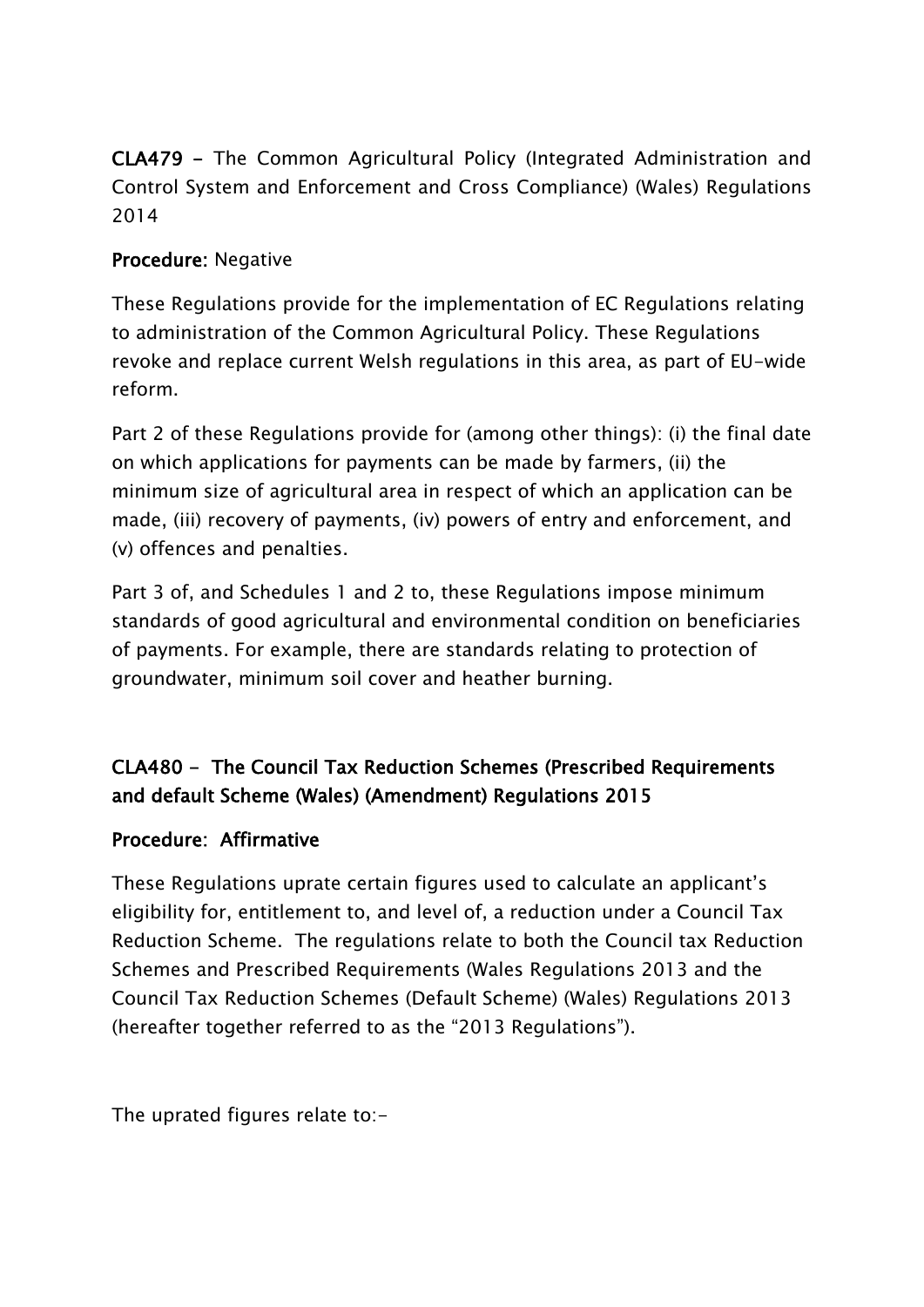**CLA479 -** The Common Agricultural Policy (Integrated Administration and Control System and Enforcement and Cross Compliance) (Wales) Regulations 2014

**Procedure:** Negative

These Regulations provide for the implementation of EC Regulations relating to administration of the Common Agricultural Policy. These Regulations revoke and replace current Welsh regulations in this area, as part of EU-wide reform.

Part 2 of these Regulations provide for (among other things): (i) the final date on which applications for payments can be made by farmers, (ii) the minimum size of agricultural area in respect of which an application can be made, (iii) recovery of payments, (iv) powers of entry and enforcement, and (v) offences and penalties.

Part 3 of, and Schedules 1 and 2 to, these Regulations impose minimum standards of good agricultural and environmental condition on beneficiaries of payments. For example, there are standards relating to protection of groundwater, minimum soil cover and heather burning.

**CLA480 - The Council Tax Reduction Schemes (Prescribed Requirements and default Scheme (Wales) (Amendment) Regulations 2015**

**Procedure: Affirmative**

These Regulations uprate certain figures used to calculate an applicant's eligibility for, entitlement to, and level of, a reduction under a Council Tax Reduction Scheme. The regulations relate to both the Council tax Reduction Schemes and Prescribed Requirements (Wales Regulations 2013 and the Council Tax Reduction Schemes (Default Scheme) (Wales) Regulations 2013 (hereafter together referred to as the "2013 Regulations").

The uprated figures relate to:-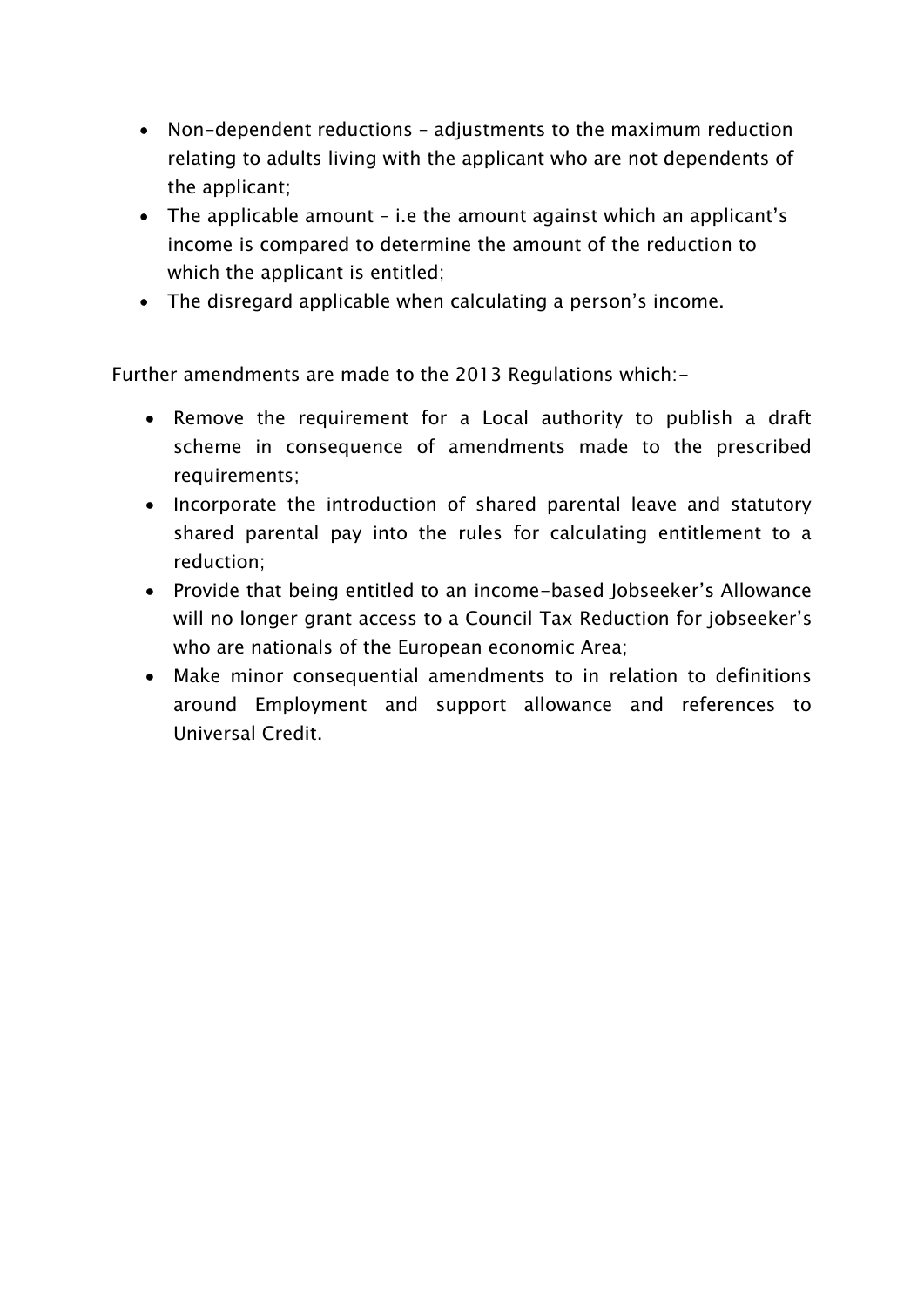- Non-dependent reductions – adjustments to the maximum reduction relating to adults living with the applicant who are not dependents of the applicant;
- The applicable amount – i.e the amount against which an applicant's income is compared to determine the amount of the reduction to which the applicant is entitled;
- The disregard applicable when calculating a person's income.

Further amendments are made to the 2013 Regulations which:-

- Remove the requirement for a Local authority to publish a draft scheme in consequence of amendments made to the prescribed requirements;
- Incorporate the introduction of shared parental leave and statutory shared parental pay into the rules for calculating entitlement to a reduction;
- Provide that being entitled to an income-based Jobseeker's Allowance will no longer grant access to a Council Tax Reduction for jobseeker's who are nationals of the European economic Area;
- Make minor consequential amendments to in relation to definitions around Employment and support allowance and references to Universal Credit.